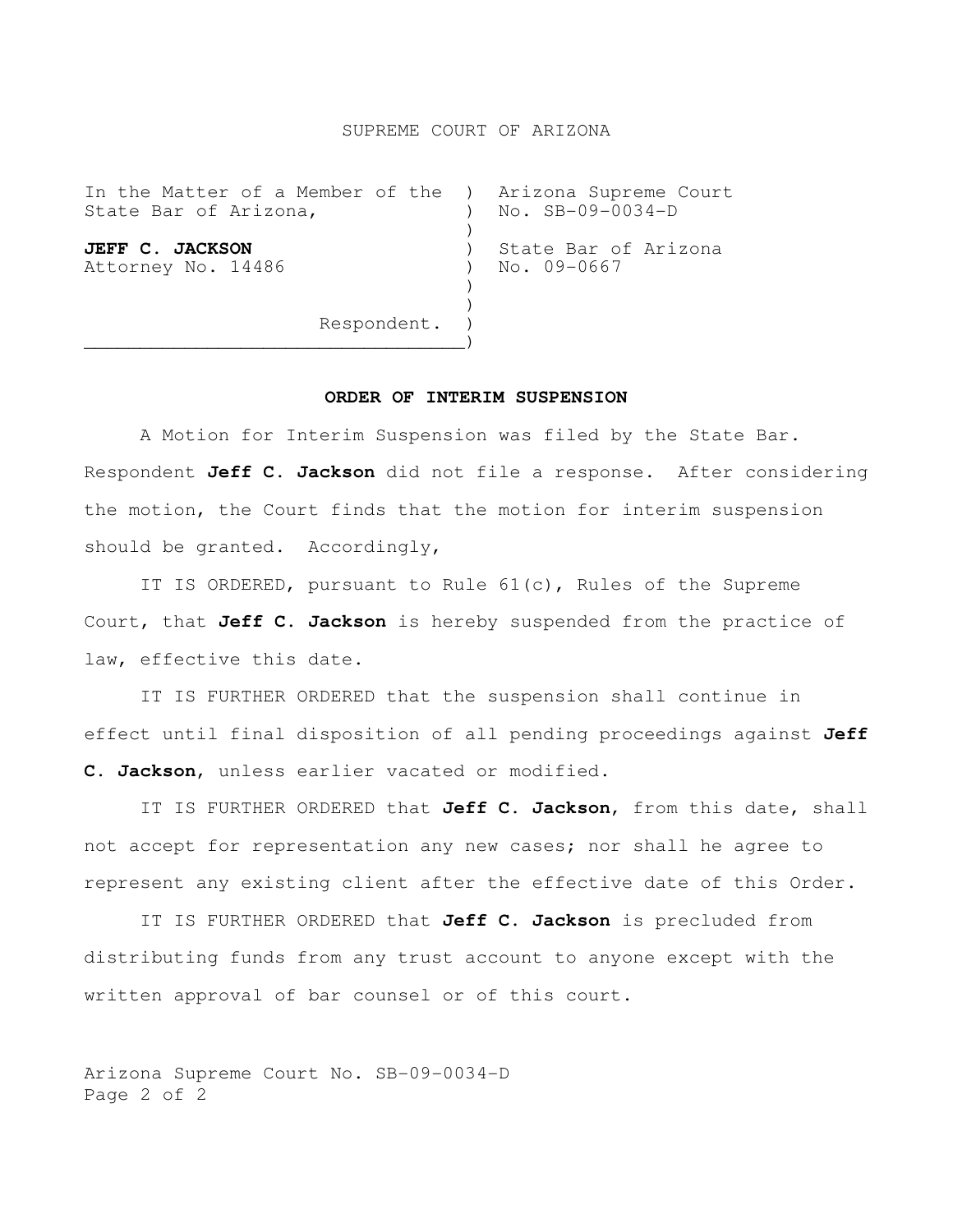# SUPREME COURT OF ARIZONA

| In the Matter of a Member of the State Bar of Arizona, | Arizona Supreme Court No. SB-09-0034-D |
| --- | --- |
| **JEFF C. JACKSON** Attorney No. 14486 | State Bar of Arizona No. 09-0667 |
| Respondent. | |

## ORDER OF INTERIM SUSPENSION

A Motion for Interim Suspension was filed by the State Bar. Respondent **Jeff C. Jackson** did not file a response. After considering the motion, the Court finds that the motion for interim suspension should be granted. Accordingly,

IT IS ORDERED, pursuant to Rule 61(c), Rules of the Supreme Court, that **Jeff C. Jackson** is hereby suspended from the practice of law, effective this date.

IT IS FURTHER ORDERED that the suspension shall continue in effect until final disposition of all pending proceedings against **Jeff C. Jackson**, unless earlier vacated or modified.

IT IS FURTHER ORDERED that **Jeff C. Jackson**, from this date, shall not accept for representation any new cases; nor shall he agree to represent any existing client after the effective date of this Order.

IT IS FURTHER ORDERED that **Jeff C. Jackson** is precluded from distributing funds from any trust account to anyone except with the written approval of bar counsel or of this court.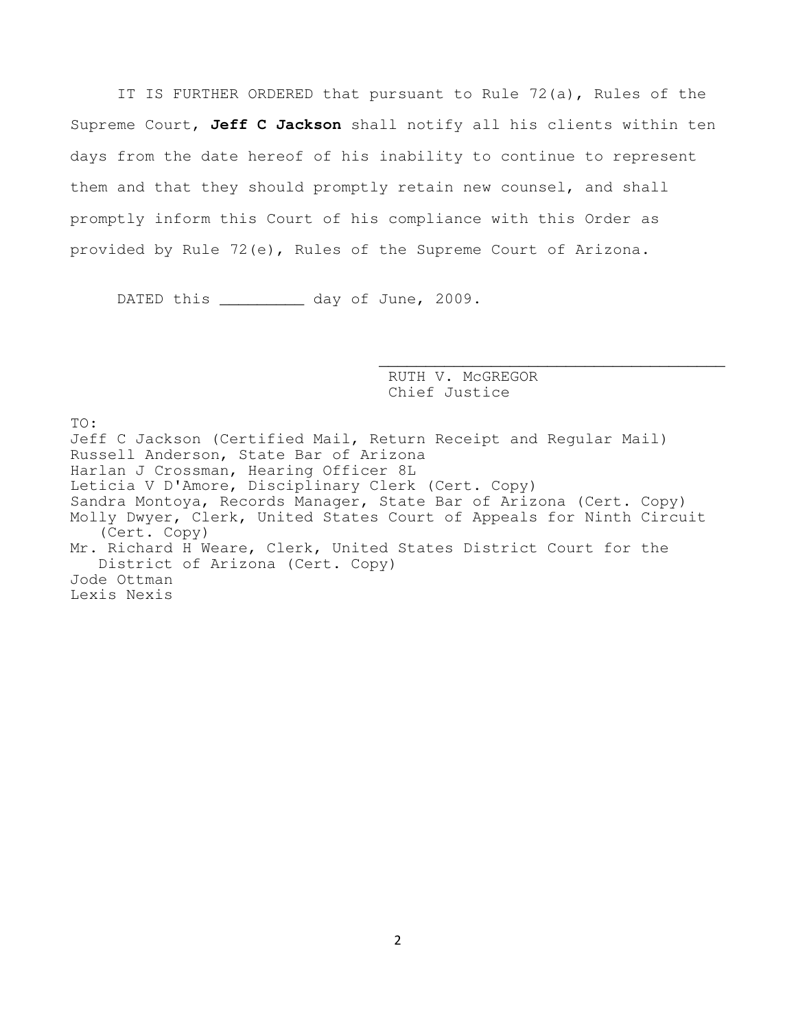IT IS FURTHER ORDERED that pursuant to Rule 72(a), Rules of the Supreme Court, **Jeff C Jackson** shall notify all his clients within ten days from the date hereof of his inability to continue to represent them and that they should promptly retain new counsel, and shall promptly inform this Court of his compliance with this Order as provided by Rule 72(e), Rules of the Supreme Court of Arizona.

DATED this _________ day of June, 2009.

_____________________________________
RUTH V. McGREGOR
Chief Justice

TO:
Jeff C Jackson (Certified Mail, Return Receipt and Regular Mail)
Russell Anderson, State Bar of Arizona
Harlan J Crossman, Hearing Officer 8L
Leticia V D'Amore, Disciplinary Clerk (Cert. Copy)
Sandra Montoya, Records Manager, State Bar of Arizona (Cert. Copy)
Molly Dwyer, Clerk, United States Court of Appeals for Ninth Circuit (Cert. Copy)
Mr. Richard H Weare, Clerk, United States District Court for the District of Arizona (Cert. Copy)
Jode Ottman
Lexis Nexis